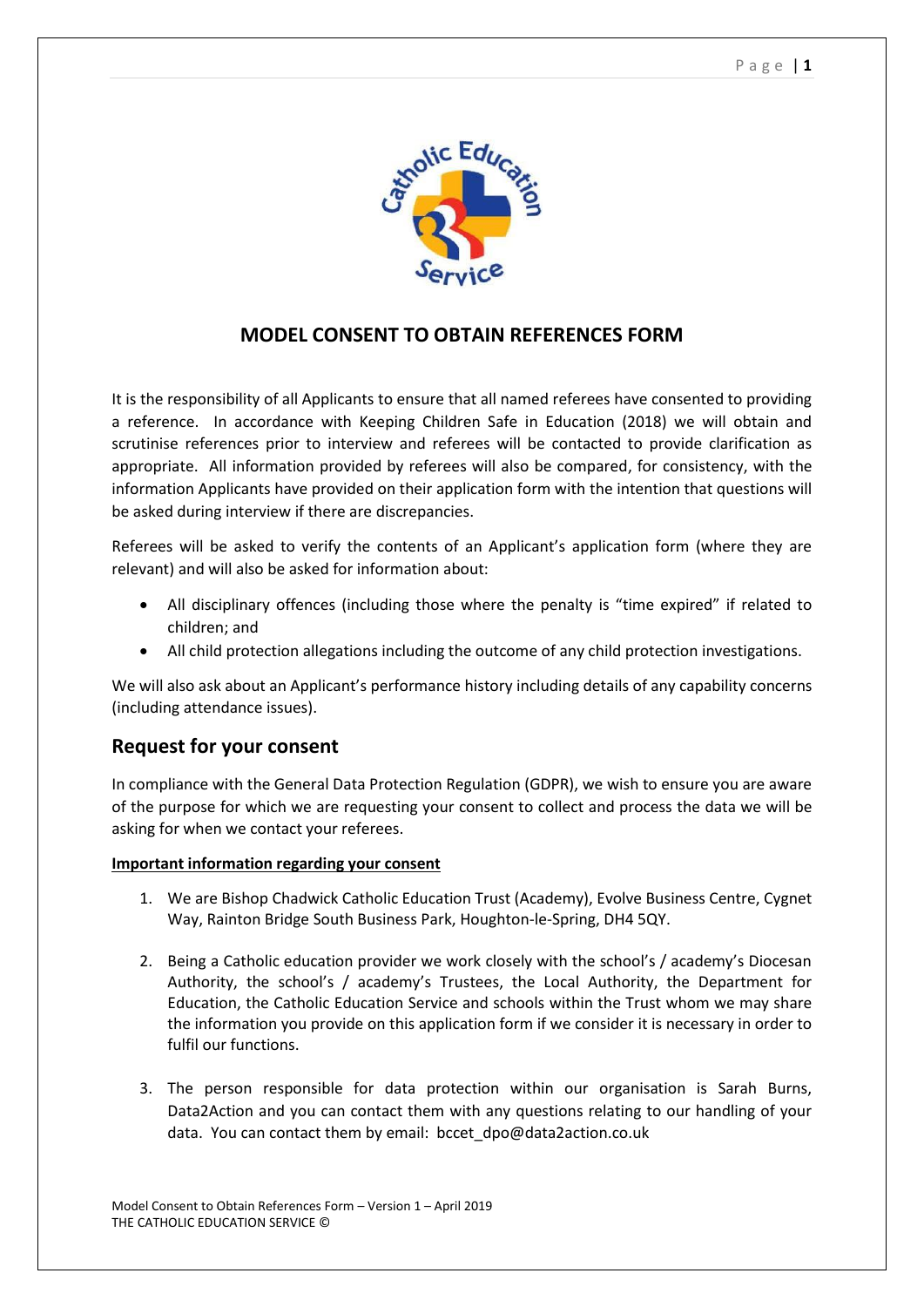# MODEL CONSENT TO OBTAIN REFERENCES FORM

It is the responsibility of all Applicants to ensure that all named referees have consented to providing a reference. In accordance with Keeping Children Safe in Education (2018) we will obtain and scrutinise references prior to interview and referees will be contacted to provide clarification as appropriate. All information provided by referees will also be compared, for consistency, with the information Applicants have provided on their application form with the intention that questions will be asked during interview if there are discrepancies.

Referees will be asked to verify the contents of an Applicant's application form (where they are relevant) and will also be asked for information about:

- All disciplinary offences (including those where the penalty is "time expired" if related to children; and
- All child protection allegations including the outcome of any child protection investigations.

We will also ask about an Applicant's performance history including details of any capability concerns (including attendance issues).

## Request for your consent

In compliance with the General Data Protection Regulation (GDPR), we wish to ensure you are aware of the purpose for which we are requesting your consent to collect and process the data we will be asking for when we contact your referees.

**Important information regarding your consent**

1. We are Bishop Chadwick Catholic Education Trust (Academy), Evolve Business Centre, Cygnet Way, Rainton Bridge South Business Park, Houghton-le-Spring, DH4 5QY.

2. Being a Catholic education provider we work closely with the school's / academy's Diocesan Authority, the school's / academy's Trustees, the Local Authority, the Department for Education, the Catholic Education Service and schools within the Trust whom we may share the information you provide on this application form if we consider it is necessary in order to fulfil our functions.

3. The person responsible for data protection within our organisation is Sarah Burns, Data2Action and you can contact them with any questions relating to our handling of your data. You can contact them by email: bccet_dpo@data2action.co.uk

Model Consent to Obtain References Form – Version 1 – April 2019
THE CATHOLIC EDUCATION SERVICE ©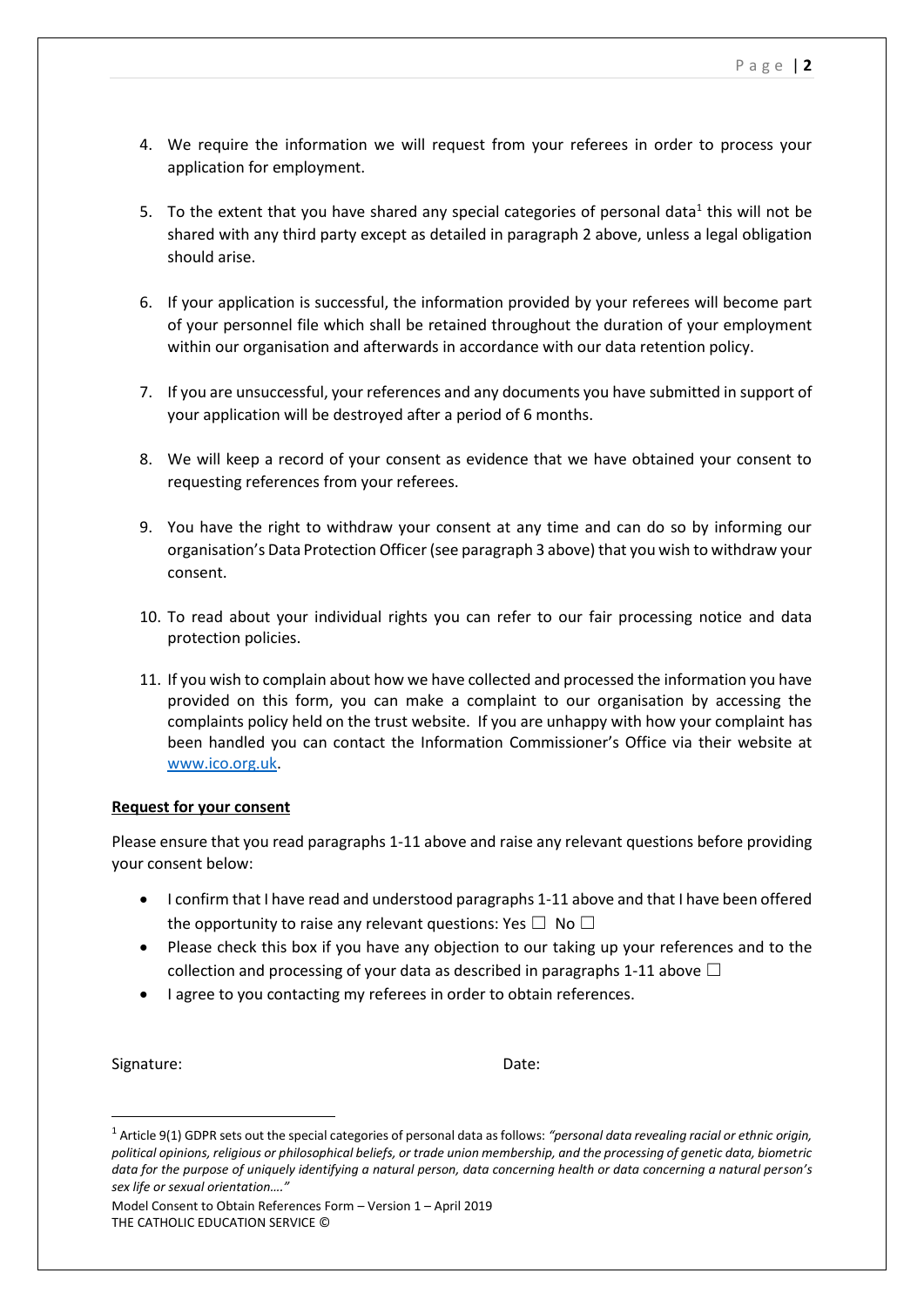4. We require the information we will request from your referees in order to process your application for employment.

5. To the extent that you have shared any special categories of personal data[1] this will not be shared with any third party except as detailed in paragraph 2 above, unless a legal obligation should arise.

6. If your application is successful, the information provided by your referees will become part of your personnel file which shall be retained throughout the duration of your employment within our organisation and afterwards in accordance with our data retention policy.

7. If you are unsuccessful, your references and any documents you have submitted in support of your application will be destroyed after a period of 6 months.

8. We will keep a record of your consent as evidence that we have obtained your consent to requesting references from your referees.

9. You have the right to withdraw your consent at any time and can do so by informing our organisation's Data Protection Officer (see paragraph 3 above) that you wish to withdraw your consent.

10. To read about your individual rights you can refer to our fair processing notice and data protection policies.

11. If you wish to complain about how we have collected and processed the information you have provided on this form, you can make a complaint to our organisation by accessing the complaints policy held on the trust website. If you are unhappy with how your complaint has been handled you can contact the Information Commissioner's Office via their website at [www.ico.org.uk](http://www.ico.org.uk).

**Request for your consent**

Please ensure that you read paragraphs 1-11 above and raise any relevant questions before providing your consent below:

- I confirm that I have read and understood paragraphs 1-11 above and that I have been offered the opportunity to raise any relevant questions: Yes ☐ No ☐
- Please check this box if you have any objection to our taking up your references and to the collection and processing of your data as described in paragraphs 1-11 above ☐
- I agree to you contacting my referees in order to obtain references.

Signature: Date:

[1] Article 9(1) GDPR sets out the special categories of personal data as follows: *"personal data revealing racial or ethnic origin, political opinions, religious or philosophical beliefs, or trade union membership, and the processing of genetic data, biometric data for the purpose of uniquely identifying a natural person, data concerning health or data concerning a natural person's sex life or sexual orientation…."*

Model Consent to Obtain References Form – Version 1 – April 2019
THE CATHOLIC EDUCATION SERVICE ©